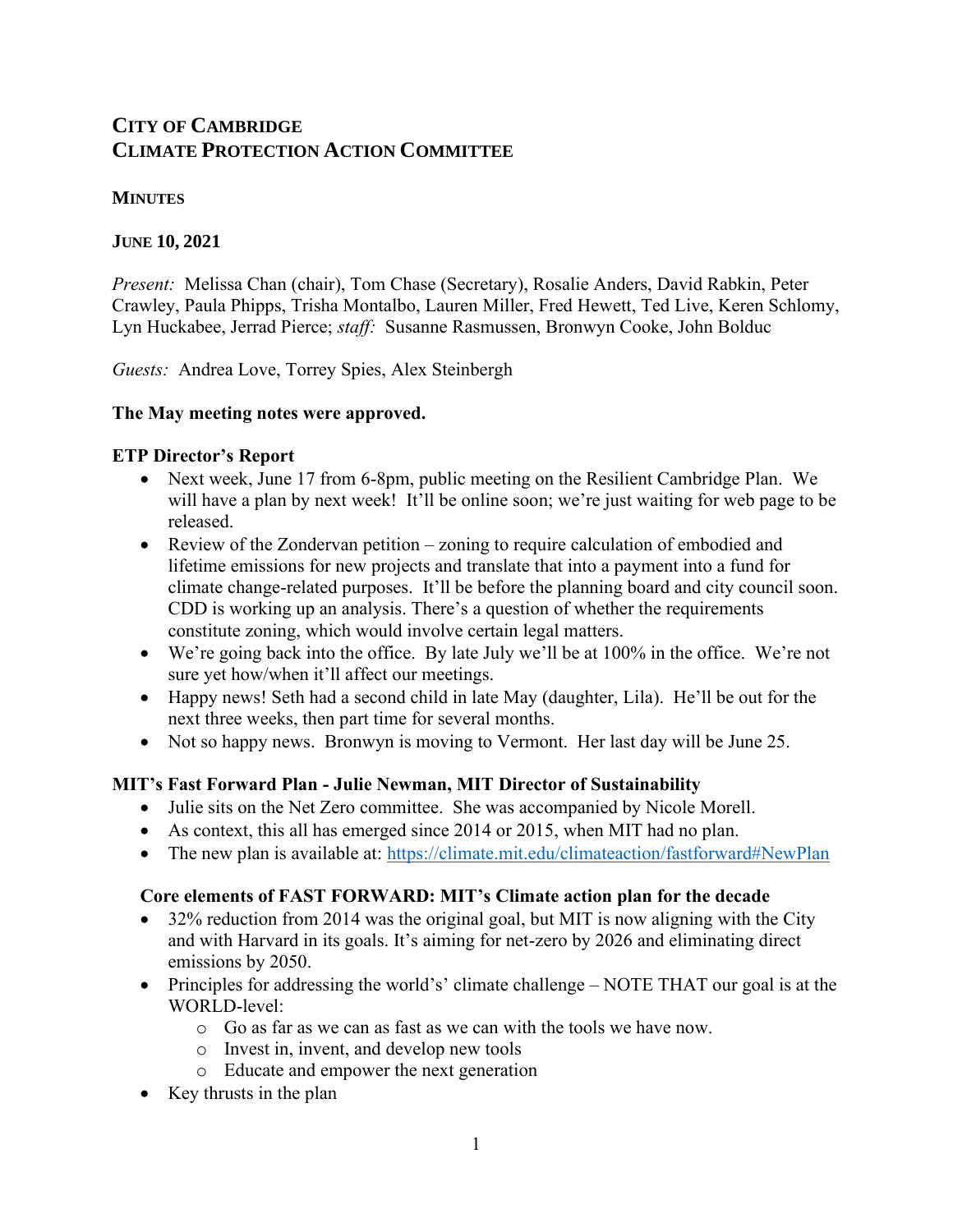# City of Cambridge
# Climate Protection Action Committee

## Minutes

## June 10, 2021

*Present:* Melissa Chan (chair), Tom Chase (Secretary), Rosalie Anders, David Rabkin, Peter Crawley, Paula Phipps, Trisha Montalbo, Lauren Miller, Fred Hewett, Ted Live, Keren Schlomy, Lyn Huckabee, Jerrad Pierce; *staff:* Susanne Rasmussen, Bronwyn Cooke, John Bolduc

*Guests:* Andrea Love, Torrey Spies, Alex Steinbergh

**The May meeting notes were approved.**

### ETP Director's Report

- Next week, June 17 from 6-8pm, public meeting on the Resilient Cambridge Plan. We will have a plan by next week! It'll be online soon; we're just waiting for web page to be released.
- Review of the Zondervan petition – zoning to require calculation of embodied and lifetime emissions for new projects and translate that into a payment into a fund for climate change-related purposes. It'll be before the planning board and city council soon. CDD is working up an analysis. There's a question of whether the requirements constitute zoning, which would involve certain legal matters.
- We're going back into the office. By late July we'll be at 100% in the office. We're not sure yet how/when it'll affect our meetings.
- Happy news! Seth had a second child in late May (daughter, Lila). He'll be out for the next three weeks, then part time for several months.
- Not so happy news. Bronwyn is moving to Vermont. Her last day will be June 25.

### MIT's Fast Forward Plan - Julie Newman, MIT Director of Sustainability

- Julie sits on the Net Zero committee. She was accompanied by Nicole Morell.
- As context, this all has emerged since 2014 or 2015, when MIT had no plan.
- The new plan is available at: [https://climate.mit.edu/climateaction/fastforward#NewPlan](https://climate.mit.edu/climateaction/fastforward#NewPlan)

#### Core elements of FAST FORWARD: MIT's Climate action plan for the decade

- 32% reduction from 2014 was the original goal, but MIT is now aligning with the City and with Harvard in its goals. It's aiming for net-zero by 2026 and eliminating direct emissions by 2050.
- Principles for addressing the world's' climate challenge – NOTE THAT our goal is at the WORLD-level:
  - Go as far as we can as fast as we can with the tools we have now.
  - Invest in, invent, and develop new tools
  - Educate and empower the next generation
- Key thrusts in the plan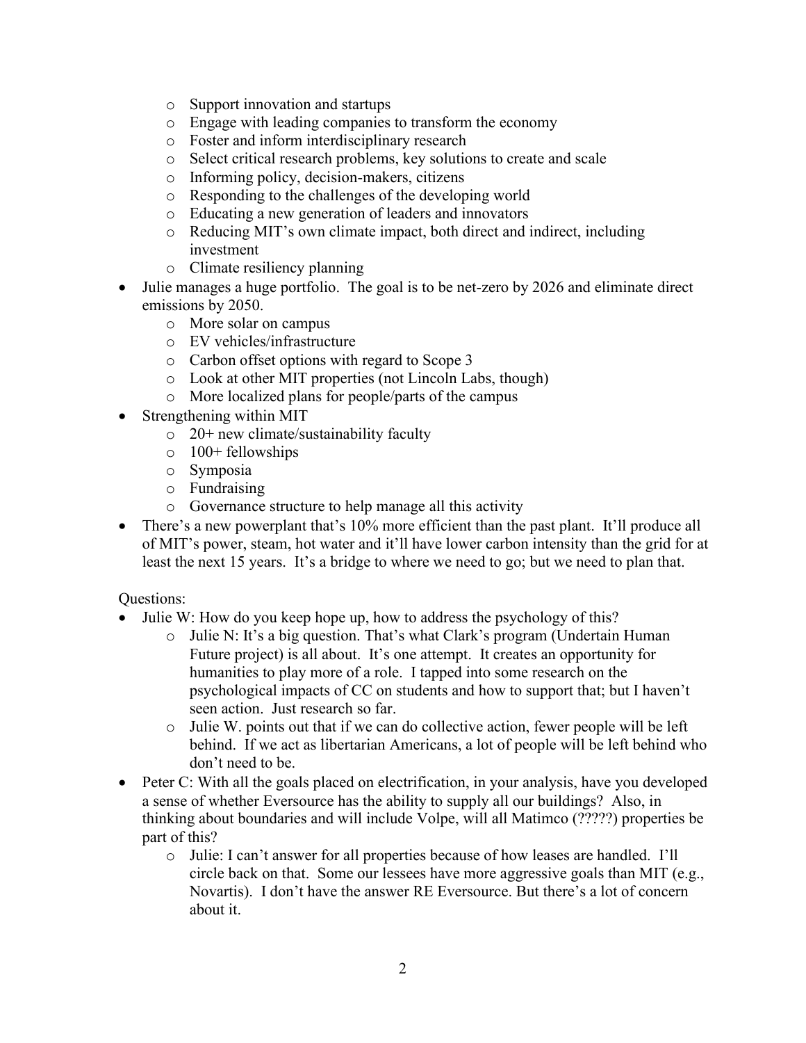- Support innovation and startups
  - Engage with leading companies to transform the economy
  - Foster and inform interdisciplinary research
  - Select critical research problems, key solutions to create and scale
  - Informing policy, decision-makers, citizens
  - Responding to the challenges of the developing world
  - Educating a new generation of leaders and innovators
  - Reducing MIT's own climate impact, both direct and indirect, including investment
  - Climate resiliency planning
- Julie manages a huge portfolio. The goal is to be net-zero by 2026 and eliminate direct emissions by 2050.
  - More solar on campus
  - EV vehicles/infrastructure
  - Carbon offset options with regard to Scope 3
  - Look at other MIT properties (not Lincoln Labs, though)
  - More localized plans for people/parts of the campus
- Strengthening within MIT
  - 20+ new climate/sustainability faculty
  - 100+ fellowships
  - Symposia
  - Fundraising
  - Governance structure to help manage all this activity
- There's a new powerplant that's 10% more efficient than the past plant. It'll produce all of MIT's power, steam, hot water and it'll have lower carbon intensity than the grid for at least the next 15 years. It's a bridge to where we need to go; but we need to plan that.

Questions:

- Julie W: How do you keep hope up, how to address the psychology of this?
  - Julie N: It's a big question. That's what Clark's program (Undertain Human Future project) is all about. It's one attempt. It creates an opportunity for humanities to play more of a role. I tapped into some research on the psychological impacts of CC on students and how to support that; but I haven't seen action. Just research so far.
  - Julie W. points out that if we can do collective action, fewer people will be left behind. If we act as libertarian Americans, a lot of people will be left behind who don't need to be.
- Peter C: With all the goals placed on electrification, in your analysis, have you developed a sense of whether Eversource has the ability to supply all our buildings? Also, in thinking about boundaries and will include Volpe, will all Matimco (?????) properties be part of this?
  - Julie: I can't answer for all properties because of how leases are handled. I'll circle back on that. Some our lessees have more aggressive goals than MIT (e.g., Novartis). I don't have the answer RE Eversource. But there's a lot of concern about it.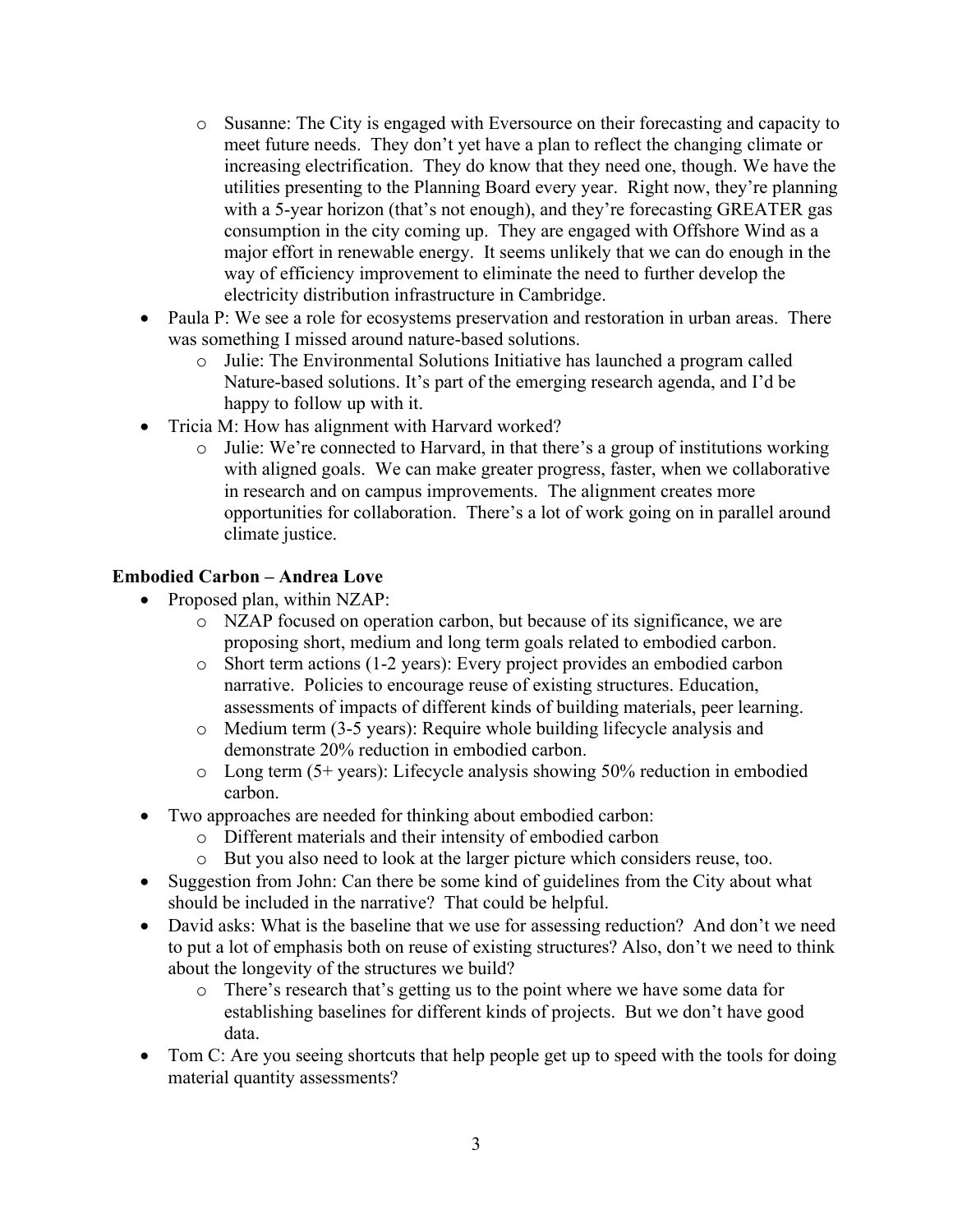- Susanne: The City is engaged with Eversource on their forecasting and capacity to meet future needs. They don't yet have a plan to reflect the changing climate or increasing electrification. They do know that they need one, though. We have the utilities presenting to the Planning Board every year. Right now, they're planning with a 5-year horizon (that's not enough), and they're forecasting GREATER gas consumption in the city coming up. They are engaged with Offshore Wind as a major effort in renewable energy. It seems unlikely that we can do enough in the way of efficiency improvement to eliminate the need to further develop the electricity distribution infrastructure in Cambridge.
- Paula P: We see a role for ecosystems preservation and restoration in urban areas. There was something I missed around nature-based solutions.
  - Julie: The Environmental Solutions Initiative has launched a program called Nature-based solutions. It's part of the emerging research agenda, and I'd be happy to follow up with it.
- Tricia M: How has alignment with Harvard worked?
  - Julie: We're connected to Harvard, in that there's a group of institutions working with aligned goals. We can make greater progress, faster, when we collaborative in research and on campus improvements. The alignment creates more opportunities for collaboration. There's a lot of work going on in parallel around climate justice.

**Embodied Carbon – Andrea Love**

- Proposed plan, within NZAP:
  - NZAP focused on operation carbon, but because of its significance, we are proposing short, medium and long term goals related to embodied carbon.
  - Short term actions (1-2 years): Every project provides an embodied carbon narrative. Policies to encourage reuse of existing structures. Education, assessments of impacts of different kinds of building materials, peer learning.
  - Medium term (3-5 years): Require whole building lifecycle analysis and demonstrate 20% reduction in embodied carbon.
  - Long term (5+ years): Lifecycle analysis showing 50% reduction in embodied carbon.
- Two approaches are needed for thinking about embodied carbon:
  - Different materials and their intensity of embodied carbon
  - But you also need to look at the larger picture which considers reuse, too.
- Suggestion from John: Can there be some kind of guidelines from the City about what should be included in the narrative? That could be helpful.
- David asks: What is the baseline that we use for assessing reduction? And don't we need to put a lot of emphasis both on reuse of existing structures? Also, don't we need to think about the longevity of the structures we build?
  - There's research that's getting us to the point where we have some data for establishing baselines for different kinds of projects. But we don't have good data.
- Tom C: Are you seeing shortcuts that help people get up to speed with the tools for doing material quantity assessments?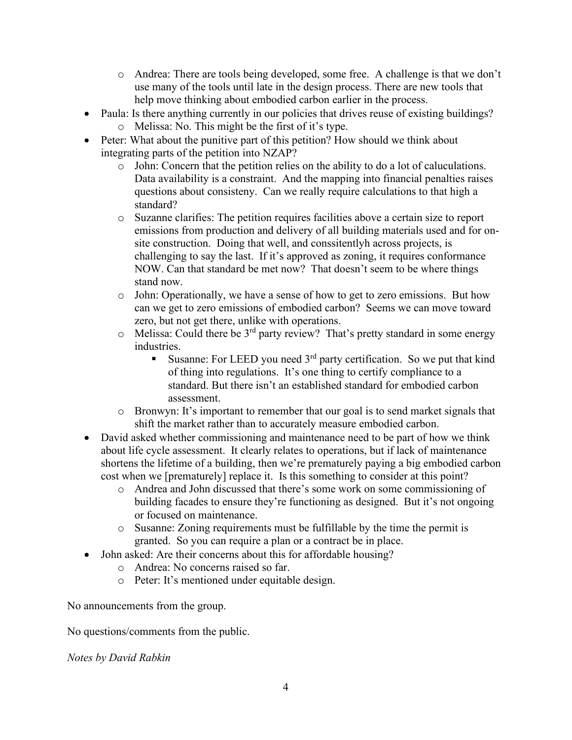- Andrea: There are tools being developed, some free. A challenge is that we don't use many of the tools until late in the design process. There are new tools that help move thinking about embodied carbon earlier in the process.
- Paula: Is there anything currently in our policies that drives reuse of existing buildings?
  - Melissa: No. This might be the first of it's type.
- Peter: What about the punitive part of this petition? How should we think about integrating parts of the petition into NZAP?
  - John: Concern that the petition relies on the ability to do a lot of caluculations. Data availability is a constraint. And the mapping into financial penalties raises questions about consisteny. Can we really require calculations to that high a standard?
  - Suzanne clarifies: The petition requires facilities above a certain size to report emissions from production and delivery of all building materials used and for on-site construction. Doing that well, and conssitentlyh across projects, is challenging to say the last. If it's approved as zoning, it requires conformance NOW. Can that standard be met now? That doesn't seem to be where things stand now.
  - John: Operationally, we have a sense of how to get to zero emissions. But how can we get to zero emissions of embodied carbon? Seems we can move toward zero, but not get there, unlike with operations.
  - Melissa: Could there be 3rd party review? That's pretty standard in some energy industries.
    - Susanne: For LEED you need 3rd party certification. So we put that kind of thing into regulations. It's one thing to certify compliance to a standard. But there isn't an established standard for embodied carbon assessment.
  - Bronwyn: It's important to remember that our goal is to send market signals that shift the market rather than to accurately measure embodied carbon.
- David asked whether commissioning and maintenance need to be part of how we think about life cycle assessment. It clearly relates to operations, but if lack of maintenance shortens the lifetime of a building, then we're prematurely paying a big embodied carbon cost when we [prematurely] replace it. Is this something to consider at this point?
  - Andrea and John discussed that there's some work on some commissioning of building facades to ensure they're functioning as designed. But it's not ongoing or focused on maintenance.
  - Susanne: Zoning requirements must be fulfillable by the time the permit is granted. So you can require a plan or a contract be in place.
- John asked: Are their concerns about this for affordable housing?
  - Andrea: No concerns raised so far.
  - Peter: It's mentioned under equitable design.

No announcements from the group.

No questions/comments from the public.

*Notes by David Rabkin*